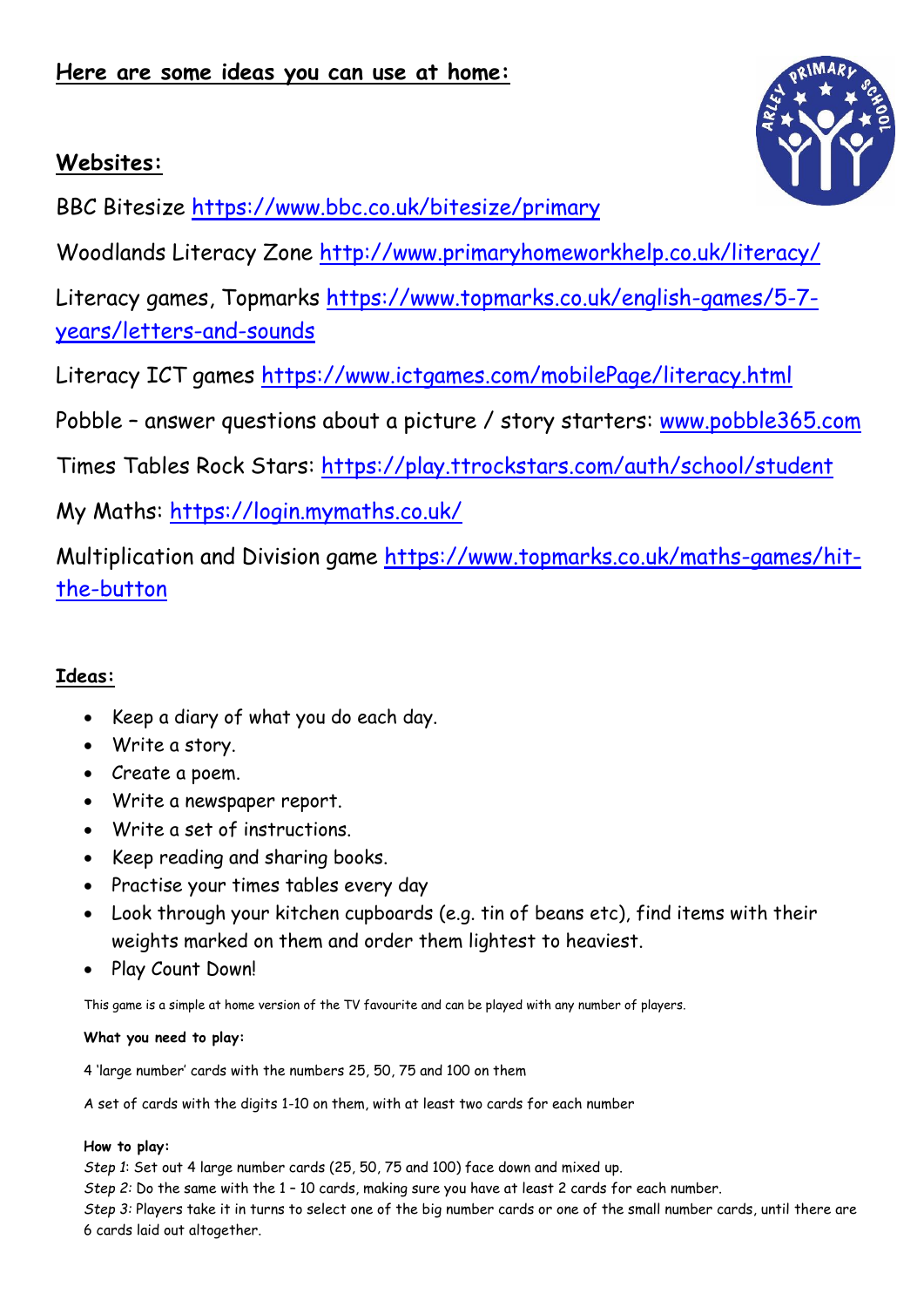**Here are some ideas you can use at home:**

**Websites:**

BBC Bitesize https://www.bbc.co.uk/bitesize/primary

Woodlands Literacy Zone http://www.primaryhomeworkhelp.co.uk/literacy/

Literacy games, Topmarks https://www.topmarks.co.uk/english-games/5-7-years/letters-and-sounds

Literacy ICT games https://www.ictgames.com/mobilePage/literacy.html

Pobble – answer questions about a picture / story starters: www.pobble365.com

Times Tables Rock Stars: https://play.ttrockstars.com/auth/school/student

My Maths: https://login.mymaths.co.uk/

Multiplication and Division game https://www.topmarks.co.uk/maths-games/hit-the-button

**Ideas:**

- Keep a diary of what you do each day.
- Write a story.
- Create a poem.
- Write a newspaper report.
- Write a set of instructions.
- Keep reading and sharing books.
- Practise your times tables every day
- Look through your kitchen cupboards (e.g. tin of beans etc), find items with their weights marked on them and order them lightest to heaviest.
- Play Count Down!

This game is a simple at home version of the TV favourite and can be played with any number of players.

**What you need to play:**

4 'large number' cards with the numbers 25, 50, 75 and 100 on them

A set of cards with the digits 1-10 on them, with at least two cards for each number

**How to play:**

*Step 1*: Set out 4 large number cards (25, 50, 75 and 100) face down and mixed up.

*Step 2:* Do the same with the 1 – 10 cards, making sure you have at least 2 cards for each number.

*Step 3:* Players take it in turns to select one of the big number cards or one of the small number cards, until there are 6 cards laid out altogether.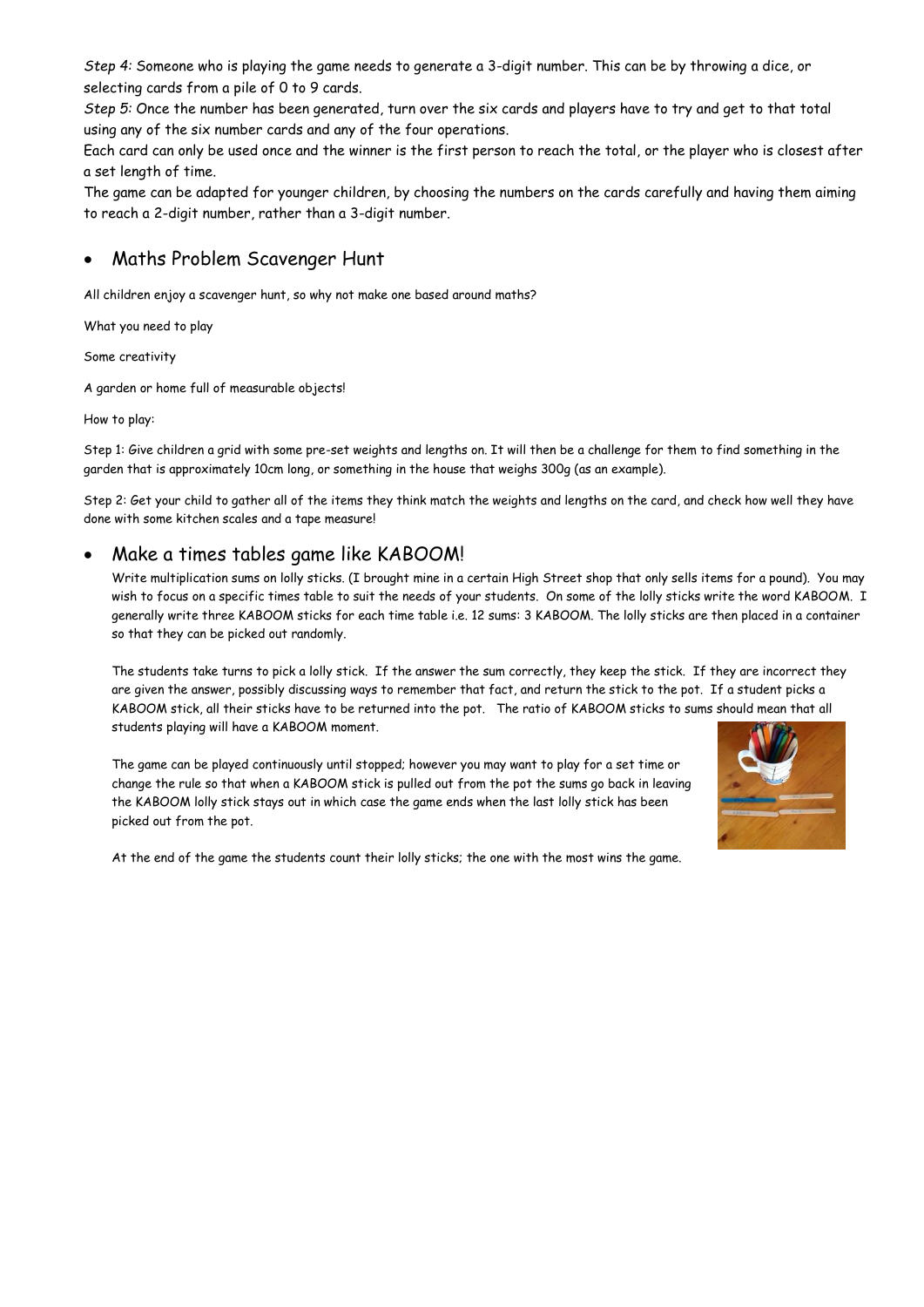*Step 4:* Someone who is playing the game needs to generate a 3-digit number. This can be by throwing a dice, or selecting cards from a pile of 0 to 9 cards.

*Step 5:* Once the number has been generated, turn over the six cards and players have to try and get to that total using any of the six number cards and any of the four operations.

Each card can only be used once and the winner is the first person to reach the total, or the player who is closest after a set length of time.

The game can be adapted for younger children, by choosing the numbers on the cards carefully and having them aiming to reach a 2-digit number, rather than a 3-digit number.

## Maths Problem Scavenger Hunt

All children enjoy a scavenger hunt, so why not make one based around maths?

What you need to play

Some creativity

A garden or home full of measurable objects!

How to play:

Step 1: Give children a grid with some pre-set weights and lengths on. It will then be a challenge for them to find something in the garden that is approximately 10cm long, or something in the house that weighs 300g (as an example).

Step 2: Get your child to gather all of the items they think match the weights and lengths on the card, and check how well they have done with some kitchen scales and a tape measure!

## Make a times tables game like KABOOM!

Write multiplication sums on lolly sticks. (I brought mine in a certain High Street shop that only sells items for a pound). You may wish to focus on a specific times table to suit the needs of your students. On some of the lolly sticks write the word KABOOM. I generally write three KABOOM sticks for each time table i.e. 12 sums: 3 KABOOM. The lolly sticks are then placed in a container so that they can be picked out randomly.

The students take turns to pick a lolly stick. If the answer the sum correctly, they keep the stick. If they are incorrect they are given the answer, possibly discussing ways to remember that fact, and return the stick to the pot. If a student picks a KABOOM stick, all their sticks have to be returned into the pot. The ratio of KABOOM sticks to sums should mean that all students playing will have a KABOOM moment.

The game can be played continuously until stopped; however you may want to play for a set time or change the rule so that when a KABOOM stick is pulled out from the pot the sums go back in leaving the KABOOM lolly stick stays out in which case the game ends when the last lolly stick has been picked out from the pot.

At the end of the game the students count their lolly sticks; the one with the most wins the game.